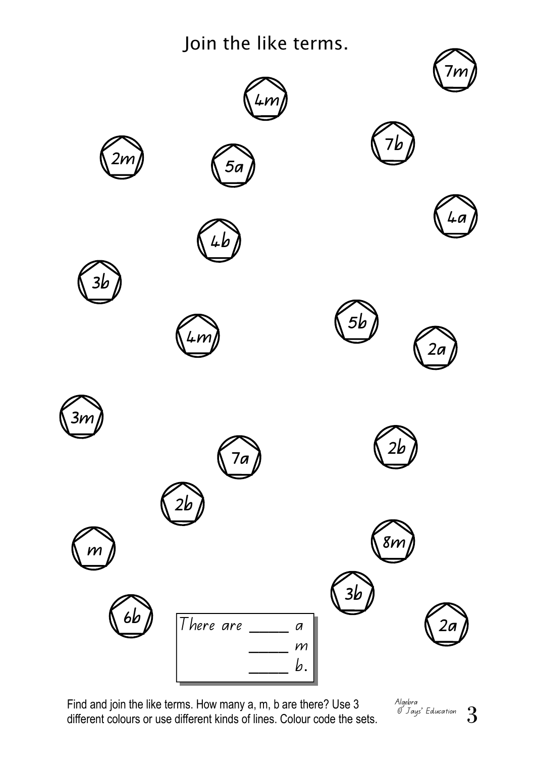# Join the like terms.

$7m$

$4m$

$7b$

$2m$

$5a$

$4a$

$4b$

$3b$

$5b$

$4m$

$2a$

$3m$

$2b$

$7a$

$2b$

$m$

$8m$

$3b$

$6b$

$2a$

There are _____ $a$
_____ $m$
_____ $b$.

Find and join the like terms. How many a, m, b are there? Use 3 different colours or use different kinds of lines. Colour code the sets.

Algebra
© Jays' Education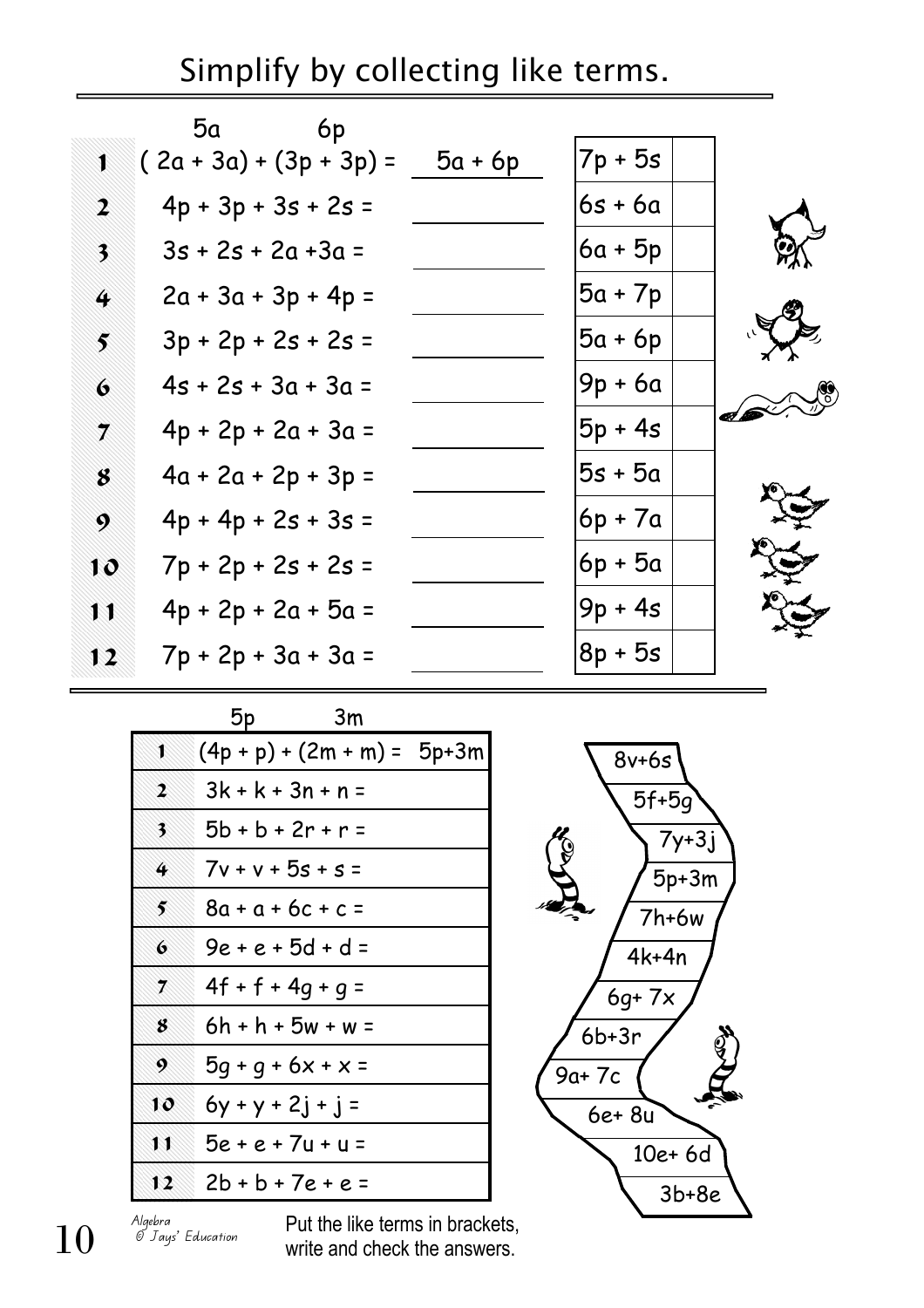# Simplify by collecting like terms.

| | | | |
|---|---|---|---|
| | 5a &nbsp;&nbsp;&nbsp;&nbsp;&nbsp; 6p | | |
| 1 | ( 2a + 3a) + (3p + 3p) = | 5a + 6p | 7p + 5s |
| 2 | 4p + 3p + 3s + 2s = | | 6s + 6a |
| 3 | 3s + 2s + 2a +3a = | | 6a + 5p |
| 4 | 2a + 3a + 3p + 4p = | | 5a + 7p |
| 5 | 3p + 2p + 2s + 2s = | | 5a + 6p |
| 6 | 4s + 2s + 3a + 3a = | | 9p + 6a |
| 7 | 4p + 2p + 2a + 3a = | | 5p + 4s |
| 8 | 4a + 2a + 2p + 3p = | | 5s + 5a |
| 9 | 4p + 4p + 2s + 3s = | | 6p + 7a |
| 10 | 7p + 2p + 2s + 2s = | | 6p + 5a |
| 11 | 4p + 2p + 2a + 5a = | | 9p + 4s |
| 12 | 7p + 2p + 3a + 3a = | | 8p + 5s |

| | 5p &nbsp;&nbsp;&nbsp;&nbsp;&nbsp; 3m |
|---|---|
| 1 | (4p + p) + (2m + m) = 5p+3m |
| 2 | 3k + k + 3n + n = |
| 3 | 5b + b + 2r + r = |
| 4 | 7v + v + 5s + s = |
| 5 | 8a + a + 6c + c = |
| 6 | 9e + e + 5d + d = |
| 7 | 4f + f + 4g + g = |
| 8 | 6h + h + 5w + w = |
| 9 | 5g + g + 6x + x = |
| 10 | 6y + y + 2j + j = |
| 11 | 5e + e + 7u + u = |
| 12 | 2b + b + 7e + e = |

8v+6s
5f+5g
7y+3j
5p+3m
7h+6w
4k+4n
6g+ 7x
6b+3r
9a+ 7c
6e+ 8u
10e+ 6d
3b+8e

Put the like terms in brackets, write and check the answers.

Algebra © Jays' Education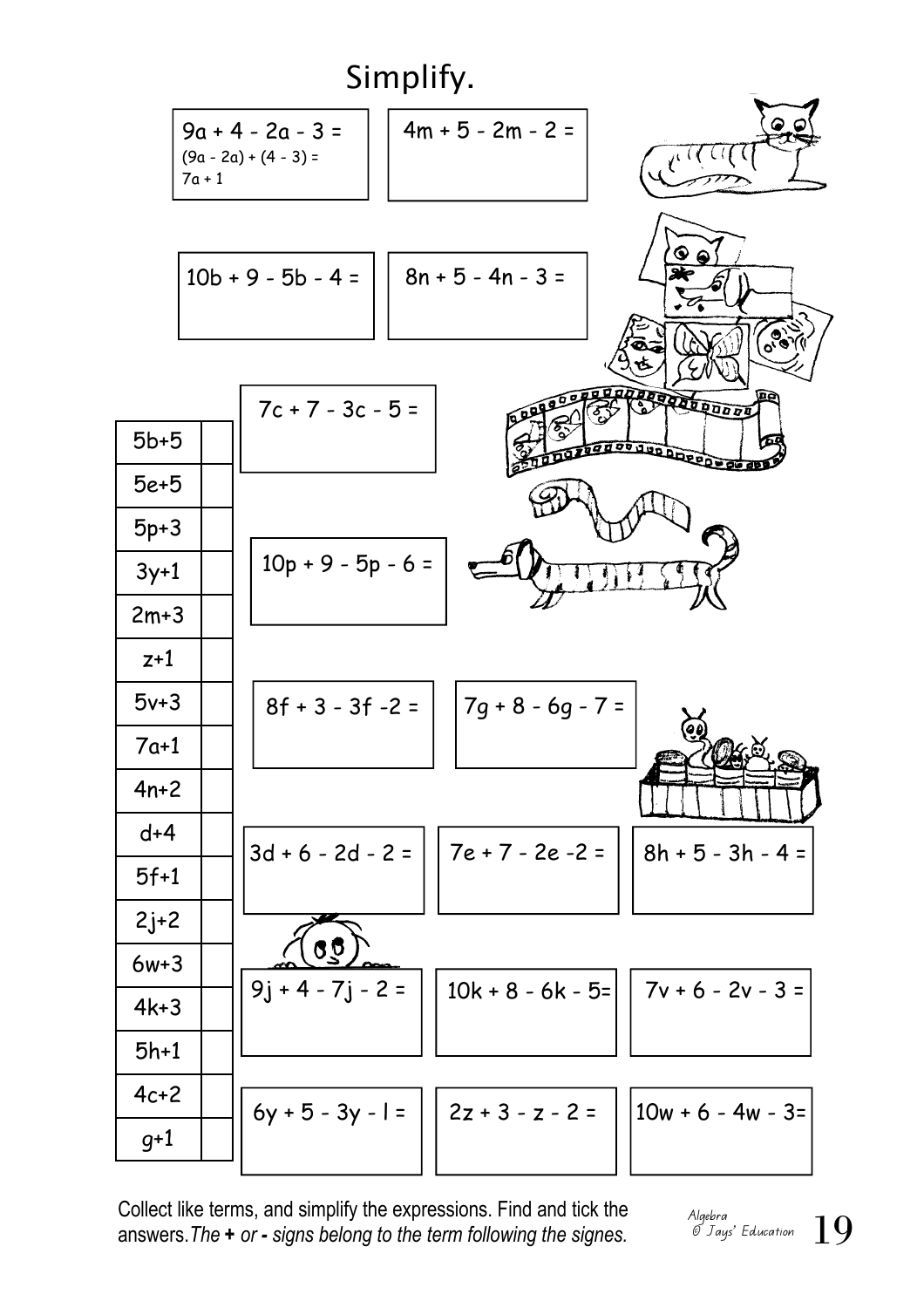# Simplify.

$9a + 4 - 2a - 3 =$
$(9a - 2a) + (4 - 3) =$
$7a + 1$

$4m + 5 - 2m - 2 =$

$10b + 9 - 5b - 4 =$

$8n + 5 - 4n - 3 =$

$7c + 7 - 3c - 5 =$

$10p + 9 - 5p - 6 =$

$8f + 3 - 3f - 2 =$

$7g + 8 - 6g - 7 =$

$3d + 6 - 2d - 2 =$

$7e + 7 - 2e - 2 =$

$8h + 5 - 3h - 4 =$

$9j + 4 - 7j - 2 =$

$10k + 8 - 6k - 5 =$

$7v + 6 - 2v - 3 =$

$6y + 5 - 3y - l =$

$2z + 3 - z - 2 =$

$10w + 6 - 4w - 3 =$

| Answer | ✓ |
|---|---|
| $5b+5$ | |
| $5e+5$ | |
| $5p+3$ | |
| $3y+1$ | |
| $2m+3$ | |
| $z+1$ | |
| $5v+3$ | |
| $7a+1$ | |
| $4n+2$ | |
| $d+4$ | |
| $5f+1$ | |
| $2j+2$ | |
| $6w+3$ | |
| $4k+3$ | |
| $5h+1$ | |
| $4c+2$ | |
| $g+1$ | |

Collect like terms, and simplify the expressions. Find and tick the answers. *The* **+** *or* **-** *signs belong to the term following the signes.*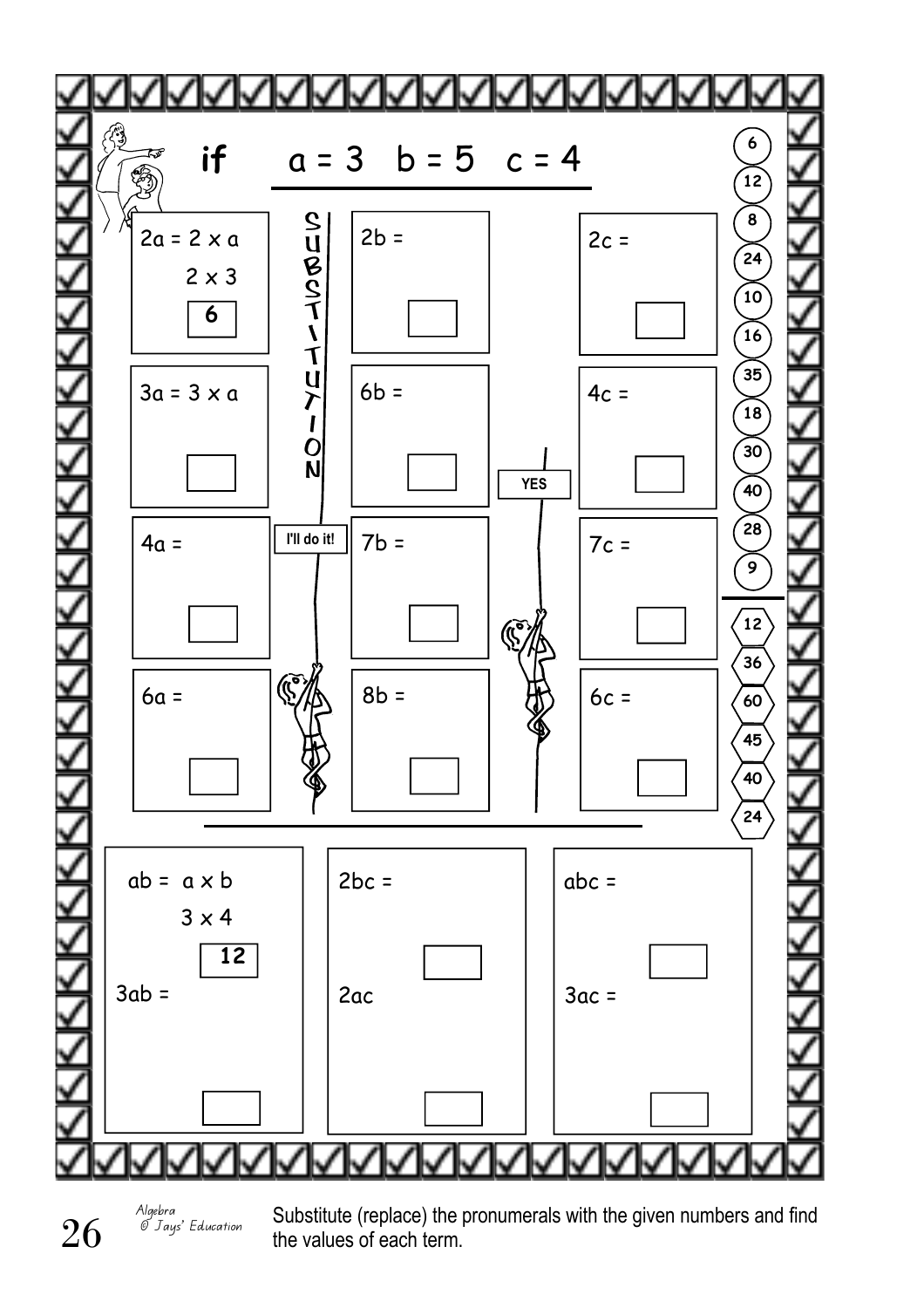**if** $a = 3 \quad b = 5 \quad c = 4$

SUBSTITUTION

| | | |
|---|---|---|
| $2a = 2 \times a$<br>$2 \times 3$<br>**6** | $2b =$ | $2c =$ |
| $3a = 3 \times a$ | $6b =$ | $4c =$ |
| $4a =$ | $7b =$ | $7c =$ |
| $6a =$ | $8b =$ | $6c =$ |

I'll do it!

YES

6, 12, 8, 24, 10, 16, 35, 18, 30, 40, 28, 9

12, 36, 60, 45, 40, 24

| | | |
|---|---|---|
| $ab = a \times b$<br>$3 \times 4$<br>**12** | $2bc =$ | $abc =$ |
| $3ab =$ | $2ac$ | $3ac =$ |

Substitute (replace) the pronumerals with the given numbers and find the values of each term.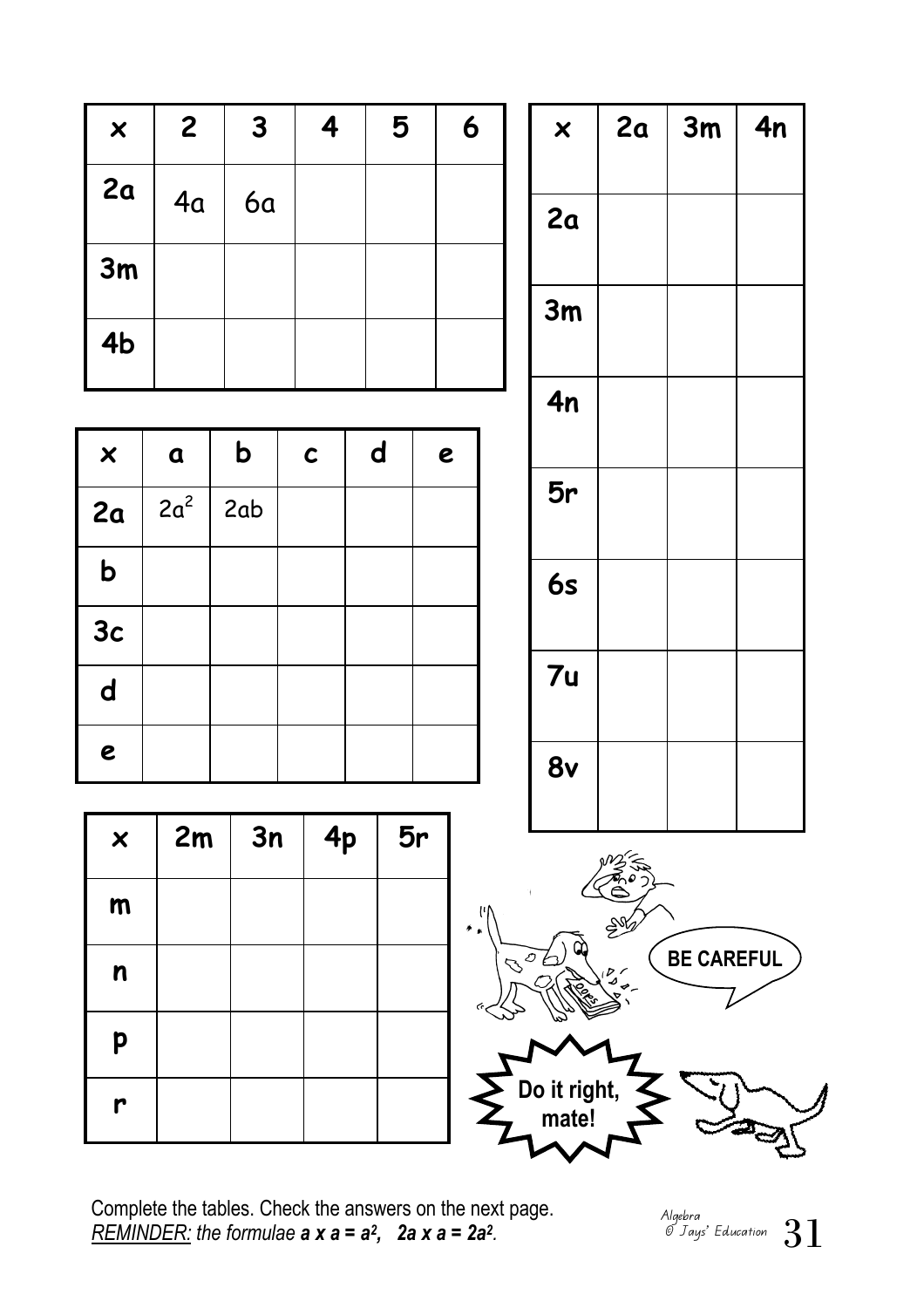| x | 2 | 3 | 4 | 5 | 6 |
|---|---|---|---|---|---|
| 2a | 4a | 6a | | | |
| 3m | | | | | |
| 4b | | | | | |

| x | 2a | 3m | 4n |
|---|---|---|---|
| 2a | | | |
| 3m | | | |
| 4n | | | |
| 5r | | | |
| 6s | | | |
| 7u | | | |
| 8v | | | |

| x | a | b | c | d | e |
|---|---|---|---|---|---|
| 2a | $2a^2$ | 2ab | | | |
| b | | | | | |
| 3c | | | | | |
| d | | | | | |
| e | | | | | |

| x | 2m | 3n | 4p | 5r |
|---|---|---|---|---|
| m | | | | |
| n | | | | |
| p | | | | |
| r | | | | |

BE CAREFUL

Do it right, mate!

Complete the tables. Check the answers on the next page.
*REMINDER:* *the formulae* $a \times a = a^2$, $2a \times a = 2a^2$.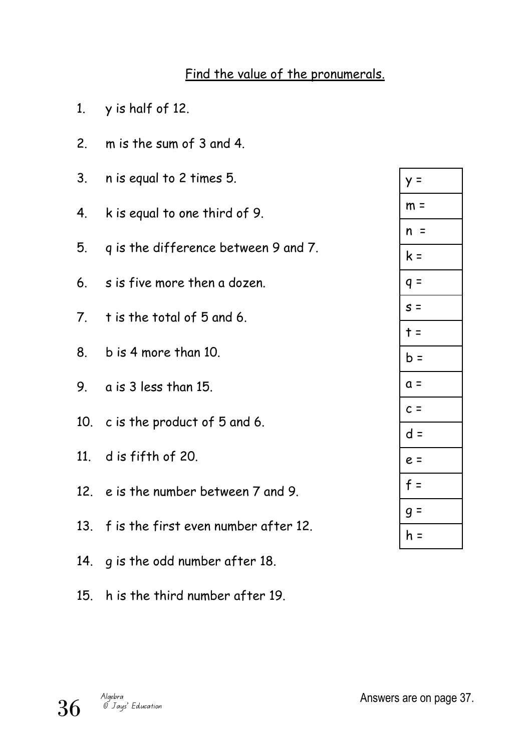## Find the value of the pronumerals.

1. y is half of 12.
2. m is the sum of 3 and 4.
3. n is equal to 2 times 5.
4. k is equal to one third of 9.
5. q is the difference between 9 and 7.
6. s is five more then a dozen.
7. t is the total of 5 and 6.
8. b is 4 more than 10.
9. a is 3 less than 15.
10. c is the product of 5 and 6.
11. d is fifth of 20.
12. e is the number between 7 and 9.
13. f is the first even number after 12.
14. g is the odd number after 18.
15. h is the third number after 19.

| |
|---|
| y = |
| m = |
| n = |
| k = |
| q = |
| s = |
| t = |
| b = |
| a = |
| c = |
| d = |
| e = |
| f = |
| g = |
| h = |

Answers are on page 37.